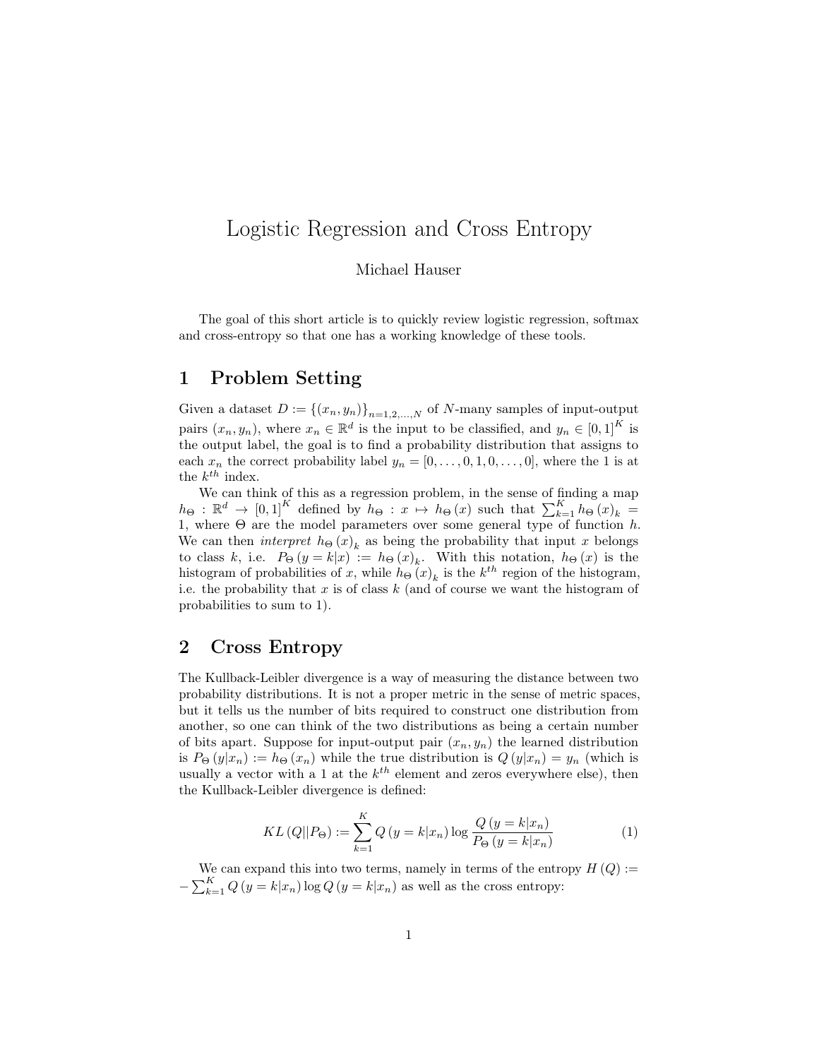# Logistic Regression and Cross Entropy

Michael Hauser

The goal of this short article is to quickly review logistic regression, softmax and cross-entropy so that one has a working knowledge of these tools.

## 1 Problem Setting

Given a dataset $D := \{(x_n, y_n)\}_{n=1,2,\ldots,N}$ of $N$-many samples of input-output pairs $(x_n, y_n)$, where $x_n \in \mathbb{R}^d$ is the input to be classified, and $y_n \in [0,1]^K$ is the output label, the goal is to find a probability distribution that assigns to each $x_n$ the correct probability label $y_n = [0, \ldots, 0, 1, 0, \ldots, 0]$, where the 1 is at the $k^{th}$ index.

We can think of this as a regression problem, in the sense of finding a map $h_\Theta : \mathbb{R}^d \to [0,1]^K$ defined by $h_\Theta : x \mapsto h_\Theta(x)$ such that $\sum_{k=1}^K h_\Theta(x)_k = 1$, where $\Theta$ are the model parameters over some general type of function $h$. We can then *interpret* $h_\Theta(x)_k$ as being the probability that input $x$ belongs to class $k$, i.e. $P_\Theta(y = k|x) := h_\Theta(x)_k$. With this notation, $h_\Theta(x)$ is the histogram of probabilities of $x$, while $h_\Theta(x)_k$ is the $k^{th}$ region of the histogram, i.e. the probability that $x$ is of class $k$ (and of course we want the histogram of probabilities to sum to 1).

## 2 Cross Entropy

The Kullback-Leibler divergence is a way of measuring the distance between two probability distributions. It is not a proper metric in the sense of metric spaces, but it tells us the number of bits required to construct one distribution from another, so one can think of the two distributions as being a certain number of bits apart. Suppose for input-output pair $(x_n, y_n)$ the learned distribution is $P_\Theta(y|x_n) := h_\Theta(x_n)$ while the true distribution is $Q(y|x_n) = y_n$ (which is usually a vector with a 1 at the $k^{th}$ element and zeros everywhere else), then the Kullback-Leibler divergence is defined:

$$KL(Q||P_\Theta) := \sum_{k=1}^{K} Q(y = k|x_n) \log \frac{Q(y = k|x_n)}{P_\Theta(y = k|x_n)} \tag{1}$$

We can expand this into two terms, namely in terms of the entropy $H(Q) := -\sum_{k=1}^K Q(y = k|x_n) \log Q(y = k|x_n)$ as well as the cross entropy: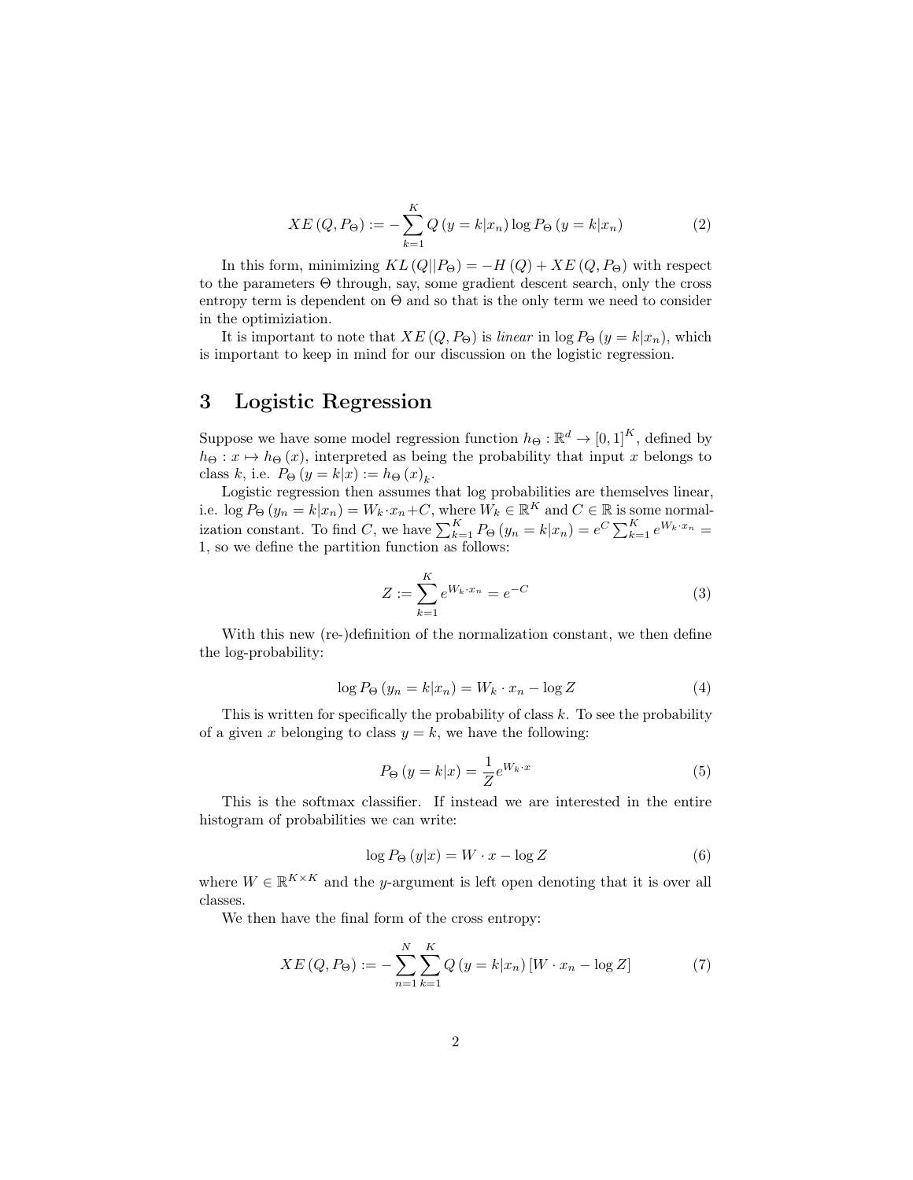$$XE\left(Q,P_{\Theta}\right):=-\sum_{k=1}^{K}Q\left(y=k|x_n\right)\log P_{\Theta}\left(y=k|x_n\right) \tag{2}$$

In this form, minimizing $KL\left(Q||P_{\Theta}\right)=-H\left(Q\right)+XE\left(Q,P_{\Theta}\right)$ with respect to the parameters $\Theta$ through, say, some gradient descent search, only the cross entropy term is dependent on $\Theta$ and so that is the only term we need to consider in the optimiziation.

It is important to note that $XE\left(Q,P_{\Theta}\right)$ is *linear* in $\log P_{\Theta}\left(y=k|x_n\right)$, which is important to keep in mind for our discussion on the logistic regression.

# 3 Logistic Regression

Suppose we have some model regression function $h_{\Theta}:\mathbb{R}^d\rightarrow[0,1]^K$, defined by $h_{\Theta}:x\mapsto h_{\Theta}\left(x\right)$, interpreted as being the probability that input $x$ belongs to class $k$, i.e. $P_{\Theta}\left(y=k|x\right):=h_{\Theta}\left(x\right)_k$.

Logistic regression then assumes that log probabilities are themselves linear, i.e. $\log P_{\Theta}\left(y_n=k|x_n\right)=W_k\cdot x_n+C$, where $W_k\in\mathbb{R}^K$ and $C\in\mathbb{R}$ is some normalization constant. To find $C$, we have $\sum_{k=1}^{K}P_{\Theta}\left(y_n=k|x_n\right)=e^C\sum_{k=1}^{K}e^{W_k\cdot x_n}=1$, so we define the partition function as follows:

$$Z:=\sum_{k=1}^{K}e^{W_k\cdot x_n}=e^{-C} \tag{3}$$

With this new (re-)definition of the normalization constant, we then define the log-probability:

$$\log P_{\Theta}\left(y_n=k|x_n\right)=W_k\cdot x_n-\log Z \tag{4}$$

This is written for specifically the probability of class $k$. To see the probability of a given $x$ belonging to class $y=k$, we have the following:

$$P_{\Theta}\left(y=k|x\right)=\frac{1}{Z}e^{W_k\cdot x} \tag{5}$$

This is the softmax classifier. If instead we are interested in the entire histogram of probabilities we can write:

$$\log P_{\Theta}\left(y|x\right)=W\cdot x-\log Z \tag{6}$$

where $W\in\mathbb{R}^{K\times K}$ and the $y$-argument is left open denoting that it is over all classes.

We then have the final form of the cross entropy:

$$XE\left(Q,P_{\Theta}\right):=-\sum_{n=1}^{N}\sum_{k=1}^{K}Q\left(y=k|x_n\right)\left[W\cdot x_n-\log Z\right] \tag{7}$$